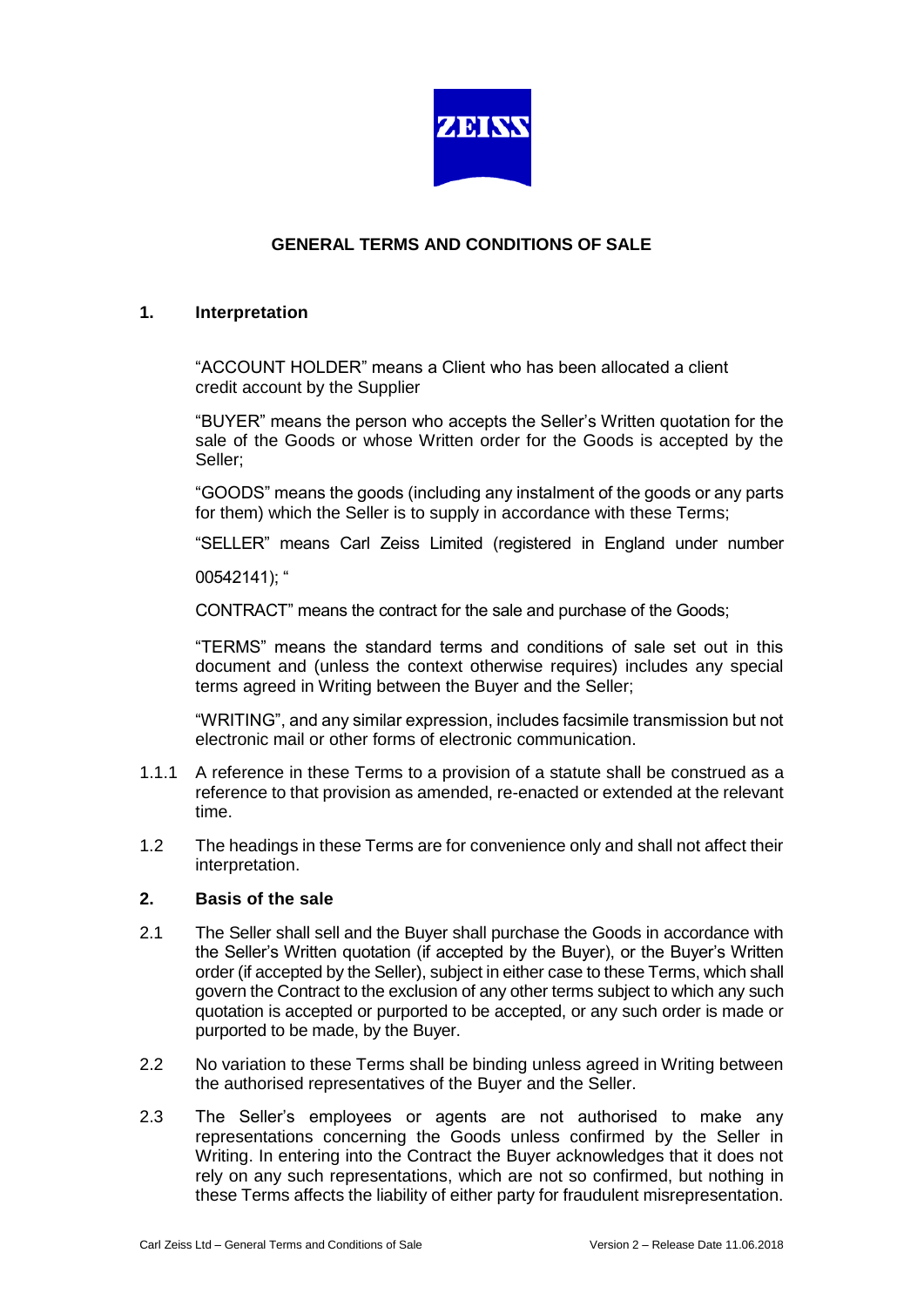## GENERAL TERMS AND CONDITIONS OF SALE

### 1. Interpretation

"ACCOUNT HOLDER" means a Client who has been allocated a client credit account by the Supplier

"BUYER" means the person who accepts the Seller's Written quotation for the sale of the Goods or whose Written order for the Goods is accepted by the Seller;

"GOODS" means the goods (including any instalment of the goods or any parts for them) which the Seller is to supply in accordance with these Terms;

"SELLER" means Carl Zeiss Limited (registered in England under number 00542141); "

CONTRACT" means the contract for the sale and purchase of the Goods;

"TERMS" means the standard terms and conditions of sale set out in this document and (unless the context otherwise requires) includes any special terms agreed in Writing between the Buyer and the Seller;

"WRITING", and any similar expression, includes facsimile transmission but not electronic mail or other forms of electronic communication.

1.1.1 A reference in these Terms to a provision of a statute shall be construed as a reference to that provision as amended, re-enacted or extended at the relevant time.

1.2 The headings in these Terms are for convenience only and shall not affect their interpretation.

### 2. Basis of the sale

2.1 The Seller shall sell and the Buyer shall purchase the Goods in accordance with the Seller's Written quotation (if accepted by the Buyer), or the Buyer's Written order (if accepted by the Seller), subject in either case to these Terms, which shall govern the Contract to the exclusion of any other terms subject to which any such quotation is accepted or purported to be accepted, or any such order is made or purported to be made, by the Buyer.

2.2 No variation to these Terms shall be binding unless agreed in Writing between the authorised representatives of the Buyer and the Seller.

2.3 The Seller's employees or agents are not authorised to make any representations concerning the Goods unless confirmed by the Seller in Writing. In entering into the Contract the Buyer acknowledges that it does not rely on any such representations, which are not so confirmed, but nothing in these Terms affects the liability of either party for fraudulent misrepresentation.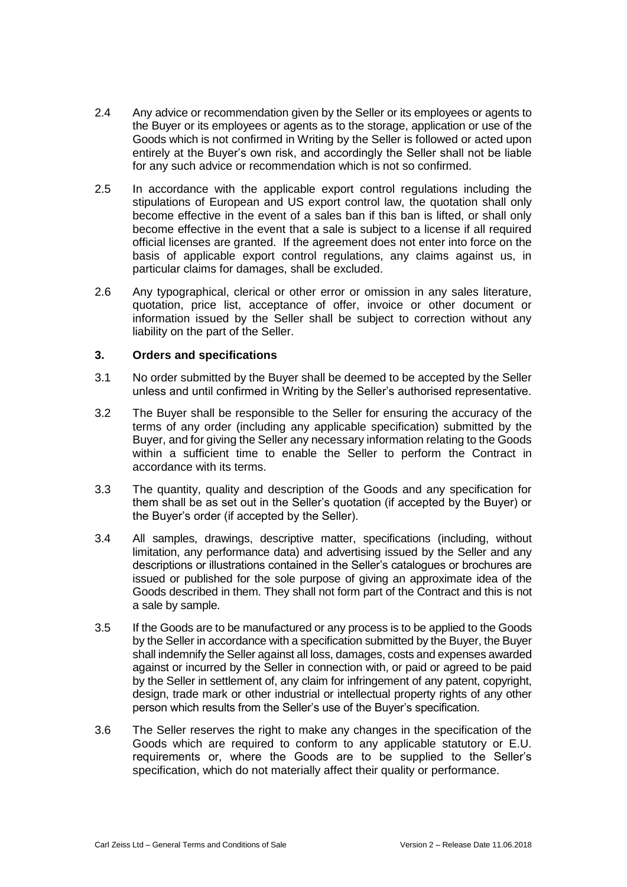2.4 Any advice or recommendation given by the Seller or its employees or agents to the Buyer or its employees or agents as to the storage, application or use of the Goods which is not confirmed in Writing by the Seller is followed or acted upon entirely at the Buyer's own risk, and accordingly the Seller shall not be liable for any such advice or recommendation which is not so confirmed.

2.5 In accordance with the applicable export control regulations including the stipulations of European and US export control law, the quotation shall only become effective in the event of a sales ban if this ban is lifted, or shall only become effective in the event that a sale is subject to a license if all required official licenses are granted. If the agreement does not enter into force on the basis of applicable export control regulations, any claims against us, in particular claims for damages, shall be excluded.

2.6 Any typographical, clerical or other error or omission in any sales literature, quotation, price list, acceptance of offer, invoice or other document or information issued by the Seller shall be subject to correction without any liability on the part of the Seller.

### 3. Orders and specifications

3.1 No order submitted by the Buyer shall be deemed to be accepted by the Seller unless and until confirmed in Writing by the Seller's authorised representative.

3.2 The Buyer shall be responsible to the Seller for ensuring the accuracy of the terms of any order (including any applicable specification) submitted by the Buyer, and for giving the Seller any necessary information relating to the Goods within a sufficient time to enable the Seller to perform the Contract in accordance with its terms.

3.3 The quantity, quality and description of the Goods and any specification for them shall be as set out in the Seller's quotation (if accepted by the Buyer) or the Buyer's order (if accepted by the Seller).

3.4 All samples, drawings, descriptive matter, specifications (including, without limitation, any performance data) and advertising issued by the Seller and any descriptions or illustrations contained in the Seller's catalogues or brochures are issued or published for the sole purpose of giving an approximate idea of the Goods described in them. They shall not form part of the Contract and this is not a sale by sample.

3.5 If the Goods are to be manufactured or any process is to be applied to the Goods by the Seller in accordance with a specification submitted by the Buyer, the Buyer shall indemnify the Seller against all loss, damages, costs and expenses awarded against or incurred by the Seller in connection with, or paid or agreed to be paid by the Seller in settlement of, any claim for infringement of any patent, copyright, design, trade mark or other industrial or intellectual property rights of any other person which results from the Seller's use of the Buyer's specification.

3.6 The Seller reserves the right to make any changes in the specification of the Goods which are required to conform to any applicable statutory or E.U. requirements or, where the Goods are to be supplied to the Seller's specification, which do not materially affect their quality or performance.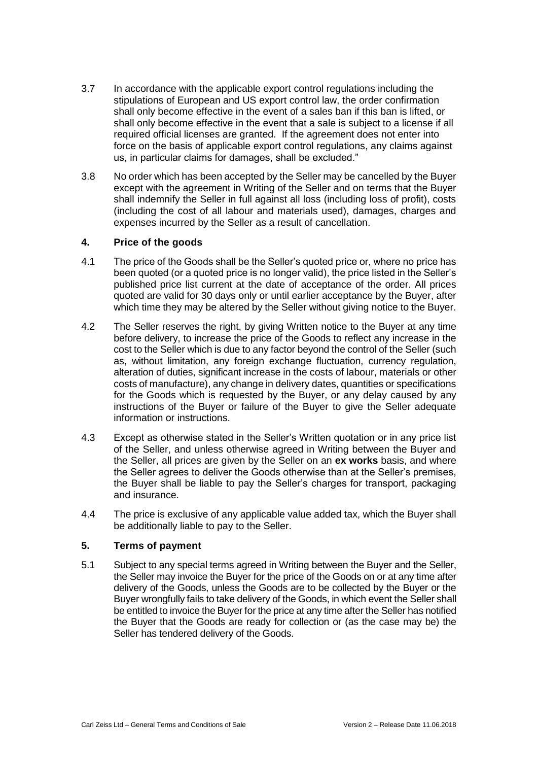3.7 In accordance with the applicable export control regulations including the stipulations of European and US export control law, the order confirmation shall only become effective in the event of a sales ban if this ban is lifted, or shall only become effective in the event that a sale is subject to a license if all required official licenses are granted. If the agreement does not enter into force on the basis of applicable export control regulations, any claims against us, in particular claims for damages, shall be excluded."

3.8 No order which has been accepted by the Seller may be cancelled by the Buyer except with the agreement in Writing of the Seller and on terms that the Buyer shall indemnify the Seller in full against all loss (including loss of profit), costs (including the cost of all labour and materials used), damages, charges and expenses incurred by the Seller as a result of cancellation.

## 4. Price of the goods

4.1 The price of the Goods shall be the Seller's quoted price or, where no price has been quoted (or a quoted price is no longer valid), the price listed in the Seller's published price list current at the date of acceptance of the order. All prices quoted are valid for 30 days only or until earlier acceptance by the Buyer, after which time they may be altered by the Seller without giving notice to the Buyer.

4.2 The Seller reserves the right, by giving Written notice to the Buyer at any time before delivery, to increase the price of the Goods to reflect any increase in the cost to the Seller which is due to any factor beyond the control of the Seller (such as, without limitation, any foreign exchange fluctuation, currency regulation, alteration of duties, significant increase in the costs of labour, materials or other costs of manufacture), any change in delivery dates, quantities or specifications for the Goods which is requested by the Buyer, or any delay caused by any instructions of the Buyer or failure of the Buyer to give the Seller adequate information or instructions.

4.3 Except as otherwise stated in the Seller's Written quotation or in any price list of the Seller, and unless otherwise agreed in Writing between the Buyer and the Seller, all prices are given by the Seller on an **ex works** basis, and where the Seller agrees to deliver the Goods otherwise than at the Seller's premises, the Buyer shall be liable to pay the Seller's charges for transport, packaging and insurance.

4.4 The price is exclusive of any applicable value added tax, which the Buyer shall be additionally liable to pay to the Seller.

## 5. Terms of payment

5.1 Subject to any special terms agreed in Writing between the Buyer and the Seller, the Seller may invoice the Buyer for the price of the Goods on or at any time after delivery of the Goods, unless the Goods are to be collected by the Buyer or the Buyer wrongfully fails to take delivery of the Goods, in which event the Seller shall be entitled to invoice the Buyer for the price at any time after the Seller has notified the Buyer that the Goods are ready for collection or (as the case may be) the Seller has tendered delivery of the Goods.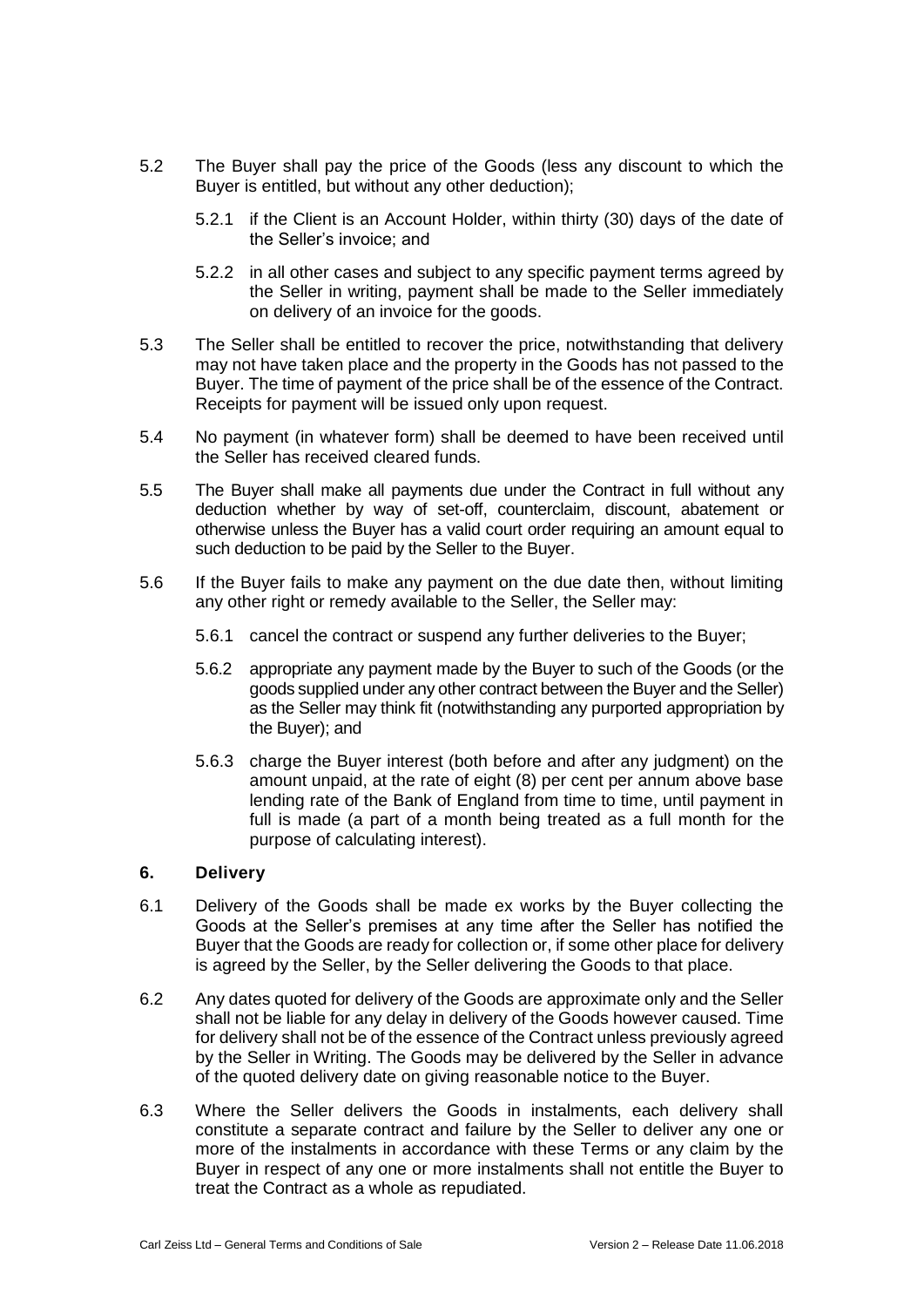5.2 The Buyer shall pay the price of the Goods (less any discount to which the Buyer is entitled, but without any other deduction);

   5.2.1 if the Client is an Account Holder, within thirty (30) days of the date of the Seller's invoice; and

   5.2.2 in all other cases and subject to any specific payment terms agreed by the Seller in writing, payment shall be made to the Seller immediately on delivery of an invoice for the goods.

5.3 The Seller shall be entitled to recover the price, notwithstanding that delivery may not have taken place and the property in the Goods has not passed to the Buyer. The time of payment of the price shall be of the essence of the Contract. Receipts for payment will be issued only upon request.

5.4 No payment (in whatever form) shall be deemed to have been received until the Seller has received cleared funds.

5.5 The Buyer shall make all payments due under the Contract in full without any deduction whether by way of set-off, counterclaim, discount, abatement or otherwise unless the Buyer has a valid court order requiring an amount equal to such deduction to be paid by the Seller to the Buyer.

5.6 If the Buyer fails to make any payment on the due date then, without limiting any other right or remedy available to the Seller, the Seller may:

   5.6.1 cancel the contract or suspend any further deliveries to the Buyer;

   5.6.2 appropriate any payment made by the Buyer to such of the Goods (or the goods supplied under any other contract between the Buyer and the Seller) as the Seller may think fit (notwithstanding any purported appropriation by the Buyer); and

   5.6.3 charge the Buyer interest (both before and after any judgment) on the amount unpaid, at the rate of eight (8) per cent per annum above base lending rate of the Bank of England from time to time, until payment in full is made (a part of a month being treated as a full month for the purpose of calculating interest).

## 6. Delivery

6.1 Delivery of the Goods shall be made ex works by the Buyer collecting the Goods at the Seller's premises at any time after the Seller has notified the Buyer that the Goods are ready for collection or, if some other place for delivery is agreed by the Seller, by the Seller delivering the Goods to that place.

6.2 Any dates quoted for delivery of the Goods are approximate only and the Seller shall not be liable for any delay in delivery of the Goods however caused. Time for delivery shall not be of the essence of the Contract unless previously agreed by the Seller in Writing. The Goods may be delivered by the Seller in advance of the quoted delivery date on giving reasonable notice to the Buyer.

6.3 Where the Seller delivers the Goods in instalments, each delivery shall constitute a separate contract and failure by the Seller to deliver any one or more of the instalments in accordance with these Terms or any claim by the Buyer in respect of any one or more instalments shall not entitle the Buyer to treat the Contract as a whole as repudiated.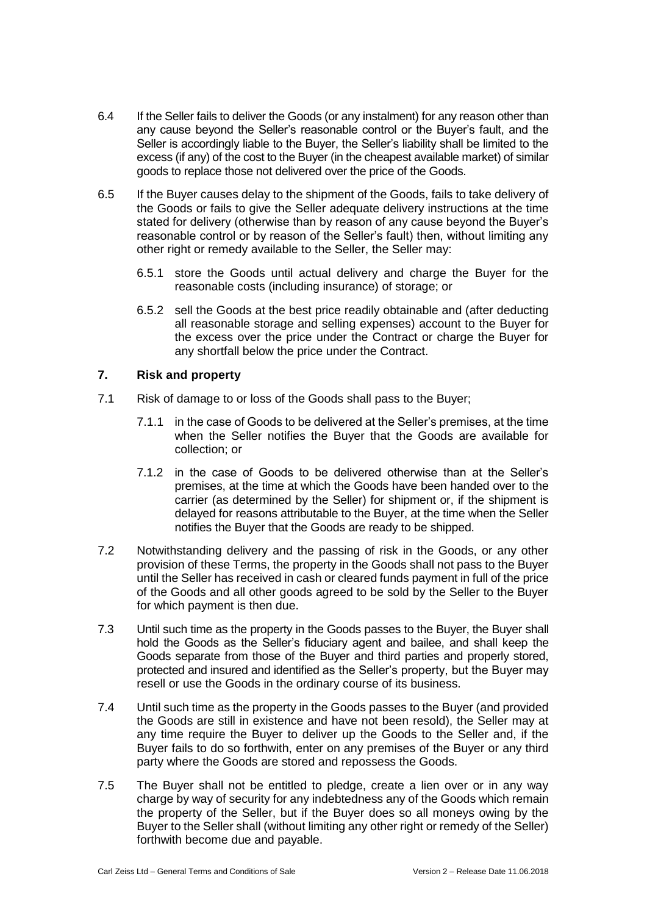6.4 If the Seller fails to deliver the Goods (or any instalment) for any reason other than any cause beyond the Seller's reasonable control or the Buyer's fault, and the Seller is accordingly liable to the Buyer, the Seller's liability shall be limited to the excess (if any) of the cost to the Buyer (in the cheapest available market) of similar goods to replace those not delivered over the price of the Goods.

6.5 If the Buyer causes delay to the shipment of the Goods, fails to take delivery of the Goods or fails to give the Seller adequate delivery instructions at the time stated for delivery (otherwise than by reason of any cause beyond the Buyer's reasonable control or by reason of the Seller's fault) then, without limiting any other right or remedy available to the Seller, the Seller may:

6.5.1 store the Goods until actual delivery and charge the Buyer for the reasonable costs (including insurance) of storage; or

6.5.2 sell the Goods at the best price readily obtainable and (after deducting all reasonable storage and selling expenses) account to the Buyer for the excess over the price under the Contract or charge the Buyer for any shortfall below the price under the Contract.

## 7. Risk and property

7.1 Risk of damage to or loss of the Goods shall pass to the Buyer;

7.1.1 in the case of Goods to be delivered at the Seller's premises, at the time when the Seller notifies the Buyer that the Goods are available for collection; or

7.1.2 in the case of Goods to be delivered otherwise than at the Seller's premises, at the time at which the Goods have been handed over to the carrier (as determined by the Seller) for shipment or, if the shipment is delayed for reasons attributable to the Buyer, at the time when the Seller notifies the Buyer that the Goods are ready to be shipped.

7.2 Notwithstanding delivery and the passing of risk in the Goods, or any other provision of these Terms, the property in the Goods shall not pass to the Buyer until the Seller has received in cash or cleared funds payment in full of the price of the Goods and all other goods agreed to be sold by the Seller to the Buyer for which payment is then due.

7.3 Until such time as the property in the Goods passes to the Buyer, the Buyer shall hold the Goods as the Seller's fiduciary agent and bailee, and shall keep the Goods separate from those of the Buyer and third parties and properly stored, protected and insured and identified as the Seller's property, but the Buyer may resell or use the Goods in the ordinary course of its business.

7.4 Until such time as the property in the Goods passes to the Buyer (and provided the Goods are still in existence and have not been resold), the Seller may at any time require the Buyer to deliver up the Goods to the Seller and, if the Buyer fails to do so forthwith, enter on any premises of the Buyer or any third party where the Goods are stored and repossess the Goods.

7.5 The Buyer shall not be entitled to pledge, create a lien over or in any way charge by way of security for any indebtedness any of the Goods which remain the property of the Seller, but if the Buyer does so all moneys owing by the Buyer to the Seller shall (without limiting any other right or remedy of the Seller) forthwith become due and payable.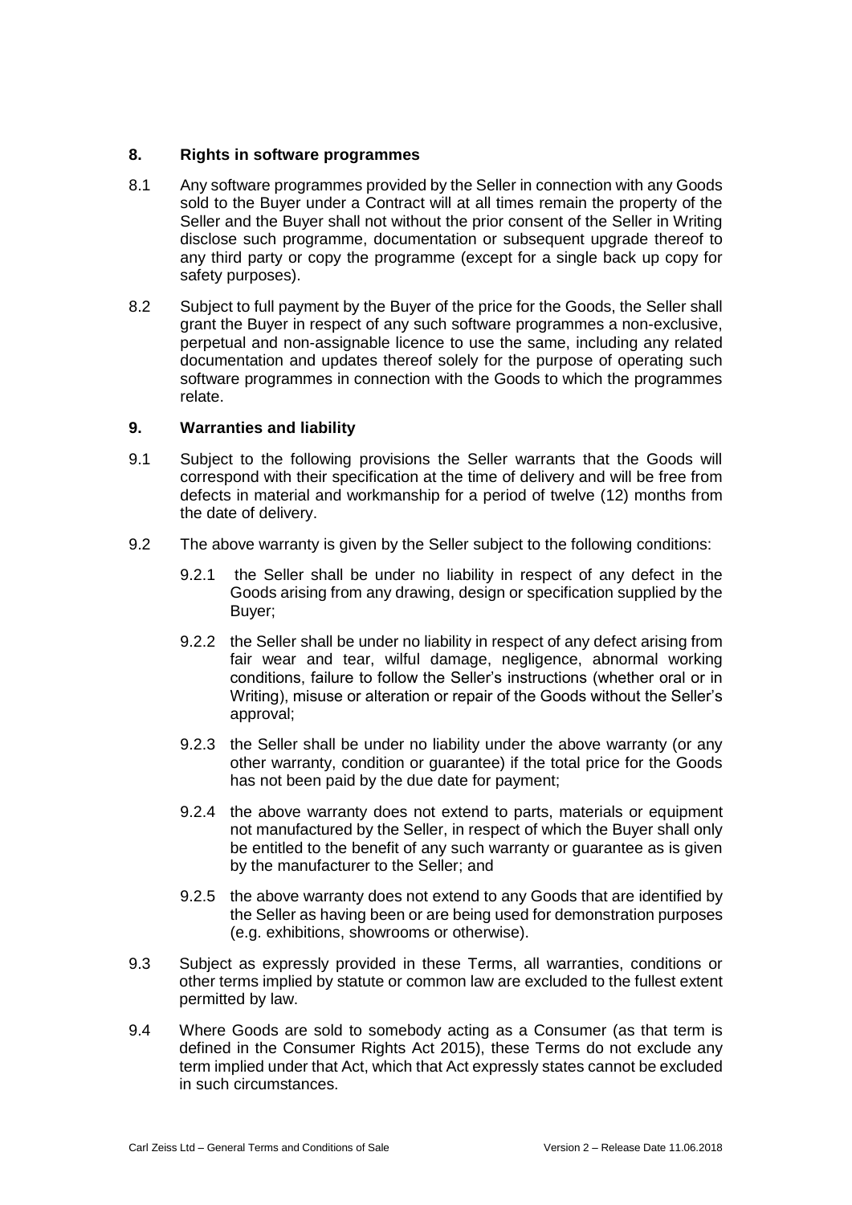## 8. Rights in software programmes

8.1 Any software programmes provided by the Seller in connection with any Goods sold to the Buyer under a Contract will at all times remain the property of the Seller and the Buyer shall not without the prior consent of the Seller in Writing disclose such programme, documentation or subsequent upgrade thereof to any third party or copy the programme (except for a single back up copy for safety purposes).

8.2 Subject to full payment by the Buyer of the price for the Goods, the Seller shall grant the Buyer in respect of any such software programmes a non-exclusive, perpetual and non-assignable licence to use the same, including any related documentation and updates thereof solely for the purpose of operating such software programmes in connection with the Goods to which the programmes relate.

## 9. Warranties and liability

9.1 Subject to the following provisions the Seller warrants that the Goods will correspond with their specification at the time of delivery and will be free from defects in material and workmanship for a period of twelve (12) months from the date of delivery.

9.2 The above warranty is given by the Seller subject to the following conditions:

9.2.1 the Seller shall be under no liability in respect of any defect in the Goods arising from any drawing, design or specification supplied by the Buyer;

9.2.2 the Seller shall be under no liability in respect of any defect arising from fair wear and tear, wilful damage, negligence, abnormal working conditions, failure to follow the Seller's instructions (whether oral or in Writing), misuse or alteration or repair of the Goods without the Seller's approval;

9.2.3 the Seller shall be under no liability under the above warranty (or any other warranty, condition or guarantee) if the total price for the Goods has not been paid by the due date for payment;

9.2.4 the above warranty does not extend to parts, materials or equipment not manufactured by the Seller, in respect of which the Buyer shall only be entitled to the benefit of any such warranty or guarantee as is given by the manufacturer to the Seller; and

9.2.5 the above warranty does not extend to any Goods that are identified by the Seller as having been or are being used for demonstration purposes (e.g. exhibitions, showrooms or otherwise).

9.3 Subject as expressly provided in these Terms, all warranties, conditions or other terms implied by statute or common law are excluded to the fullest extent permitted by law.

9.4 Where Goods are sold to somebody acting as a Consumer (as that term is defined in the Consumer Rights Act 2015), these Terms do not exclude any term implied under that Act, which that Act expressly states cannot be excluded in such circumstances.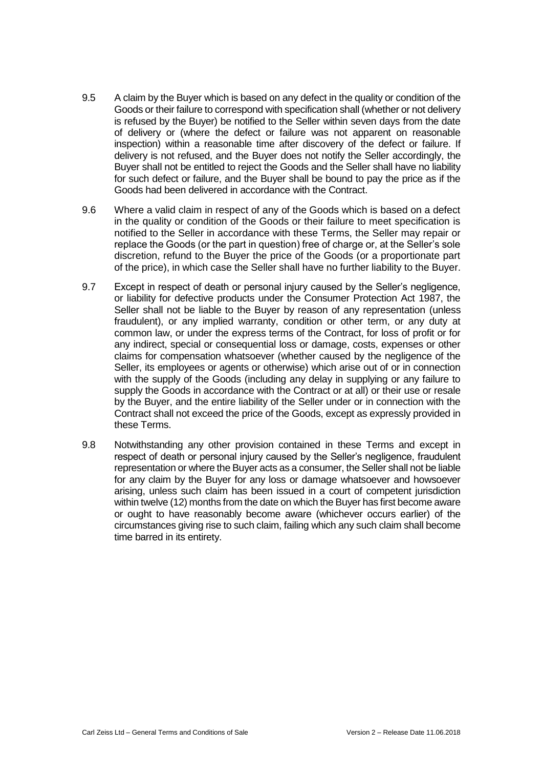9.5 A claim by the Buyer which is based on any defect in the quality or condition of the Goods or their failure to correspond with specification shall (whether or not delivery is refused by the Buyer) be notified to the Seller within seven days from the date of delivery or (where the defect or failure was not apparent on reasonable inspection) within a reasonable time after discovery of the defect or failure. If delivery is not refused, and the Buyer does not notify the Seller accordingly, the Buyer shall not be entitled to reject the Goods and the Seller shall have no liability for such defect or failure, and the Buyer shall be bound to pay the price as if the Goods had been delivered in accordance with the Contract.

9.6 Where a valid claim in respect of any of the Goods which is based on a defect in the quality or condition of the Goods or their failure to meet specification is notified to the Seller in accordance with these Terms, the Seller may repair or replace the Goods (or the part in question) free of charge or, at the Seller's sole discretion, refund to the Buyer the price of the Goods (or a proportionate part of the price), in which case the Seller shall have no further liability to the Buyer.

9.7 Except in respect of death or personal injury caused by the Seller's negligence, or liability for defective products under the Consumer Protection Act 1987, the Seller shall not be liable to the Buyer by reason of any representation (unless fraudulent), or any implied warranty, condition or other term, or any duty at common law, or under the express terms of the Contract, for loss of profit or for any indirect, special or consequential loss or damage, costs, expenses or other claims for compensation whatsoever (whether caused by the negligence of the Seller, its employees or agents or otherwise) which arise out of or in connection with the supply of the Goods (including any delay in supplying or any failure to supply the Goods in accordance with the Contract or at all) or their use or resale by the Buyer, and the entire liability of the Seller under or in connection with the Contract shall not exceed the price of the Goods, except as expressly provided in these Terms.

9.8 Notwithstanding any other provision contained in these Terms and except in respect of death or personal injury caused by the Seller's negligence, fraudulent representation or where the Buyer acts as a consumer, the Seller shall not be liable for any claim by the Buyer for any loss or damage whatsoever and howsoever arising, unless such claim has been issued in a court of competent jurisdiction within twelve (12) months from the date on which the Buyer has first become aware or ought to have reasonably become aware (whichever occurs earlier) of the circumstances giving rise to such claim, failing which any such claim shall become time barred in its entirety.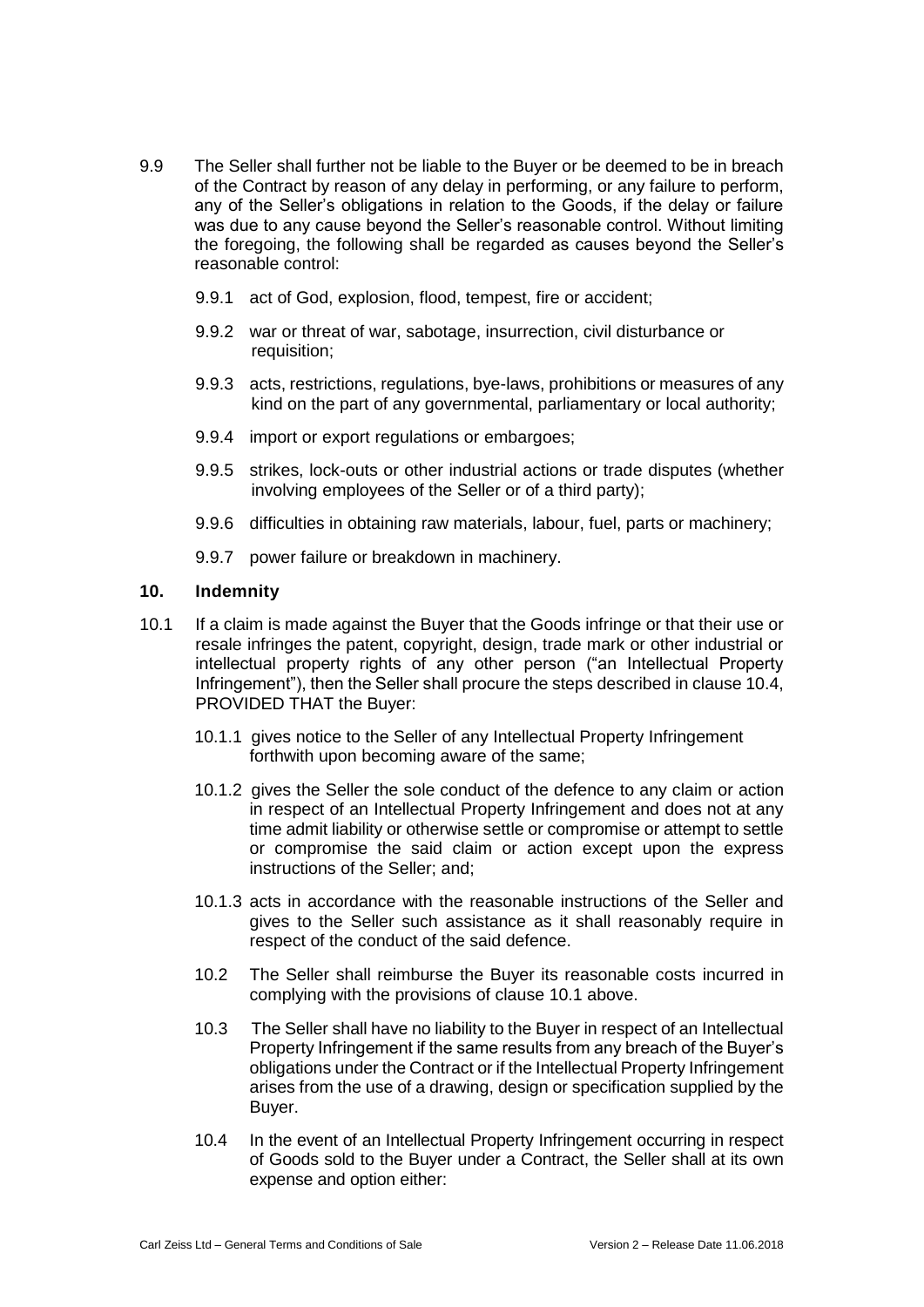9.9 The Seller shall further not be liable to the Buyer or be deemed to be in breach of the Contract by reason of any delay in performing, or any failure to perform, any of the Seller's obligations in relation to the Goods, if the delay or failure was due to any cause beyond the Seller's reasonable control. Without limiting the foregoing, the following shall be regarded as causes beyond the Seller's reasonable control:

9.9.1 act of God, explosion, flood, tempest, fire or accident;

9.9.2 war or threat of war, sabotage, insurrection, civil disturbance or requisition;

9.9.3 acts, restrictions, regulations, bye-laws, prohibitions or measures of any kind on the part of any governmental, parliamentary or local authority;

9.9.4 import or export regulations or embargoes;

9.9.5 strikes, lock-outs or other industrial actions or trade disputes (whether involving employees of the Seller or of a third party);

9.9.6 difficulties in obtaining raw materials, labour, fuel, parts or machinery;

9.9.7 power failure or breakdown in machinery.

## 10. Indemnity

10.1 If a claim is made against the Buyer that the Goods infringe or that their use or resale infringes the patent, copyright, design, trade mark or other industrial or intellectual property rights of any other person ("an Intellectual Property Infringement"), then the Seller shall procure the steps described in clause 10.4, PROVIDED THAT the Buyer:

10.1.1 gives notice to the Seller of any Intellectual Property Infringement forthwith upon becoming aware of the same;

10.1.2 gives the Seller the sole conduct of the defence to any claim or action in respect of an Intellectual Property Infringement and does not at any time admit liability or otherwise settle or compromise or attempt to settle or compromise the said claim or action except upon the express instructions of the Seller; and;

10.1.3 acts in accordance with the reasonable instructions of the Seller and gives to the Seller such assistance as it shall reasonably require in respect of the conduct of the said defence.

10.2 The Seller shall reimburse the Buyer its reasonable costs incurred in complying with the provisions of clause 10.1 above.

10.3 The Seller shall have no liability to the Buyer in respect of an Intellectual Property Infringement if the same results from any breach of the Buyer's obligations under the Contract or if the Intellectual Property Infringement arises from the use of a drawing, design or specification supplied by the Buyer.

10.4 In the event of an Intellectual Property Infringement occurring in respect of Goods sold to the Buyer under a Contract, the Seller shall at its own expense and option either: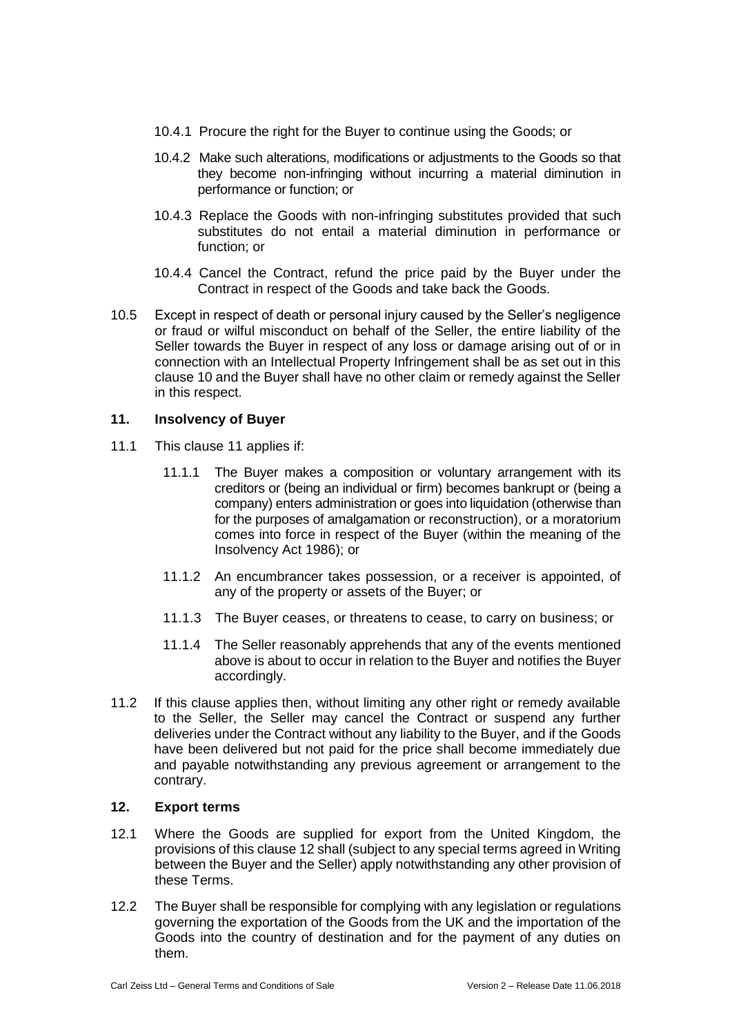10.4.1 Procure the right for the Buyer to continue using the Goods; or

10.4.2 Make such alterations, modifications or adjustments to the Goods so that they become non-infringing without incurring a material diminution in performance or function; or

10.4.3 Replace the Goods with non-infringing substitutes provided that such substitutes do not entail a material diminution in performance or function; or

10.4.4 Cancel the Contract, refund the price paid by the Buyer under the Contract in respect of the Goods and take back the Goods.

10.5 Except in respect of death or personal injury caused by the Seller's negligence or fraud or wilful misconduct on behalf of the Seller, the entire liability of the Seller towards the Buyer in respect of any loss or damage arising out of or in connection with an Intellectual Property Infringement shall be as set out in this clause 10 and the Buyer shall have no other claim or remedy against the Seller in this respect.

### 11. Insolvency of Buyer

11.1 This clause 11 applies if:

11.1.1 The Buyer makes a composition or voluntary arrangement with its creditors or (being an individual or firm) becomes bankrupt or (being a company) enters administration or goes into liquidation (otherwise than for the purposes of amalgamation or reconstruction), or a moratorium comes into force in respect of the Buyer (within the meaning of the Insolvency Act 1986); or

11.1.2 An encumbrancer takes possession, or a receiver is appointed, of any of the property or assets of the Buyer; or

11.1.3 The Buyer ceases, or threatens to cease, to carry on business; or

11.1.4 The Seller reasonably apprehends that any of the events mentioned above is about to occur in relation to the Buyer and notifies the Buyer accordingly.

11.2 If this clause applies then, without limiting any other right or remedy available to the Seller, the Seller may cancel the Contract or suspend any further deliveries under the Contract without any liability to the Buyer, and if the Goods have been delivered but not paid for the price shall become immediately due and payable notwithstanding any previous agreement or arrangement to the contrary.

### 12. Export terms

12.1 Where the Goods are supplied for export from the United Kingdom, the provisions of this clause 12 shall (subject to any special terms agreed in Writing between the Buyer and the Seller) apply notwithstanding any other provision of these Terms.

12.2 The Buyer shall be responsible for complying with any legislation or regulations governing the exportation of the Goods from the UK and the importation of the Goods into the country of destination and for the payment of any duties on them.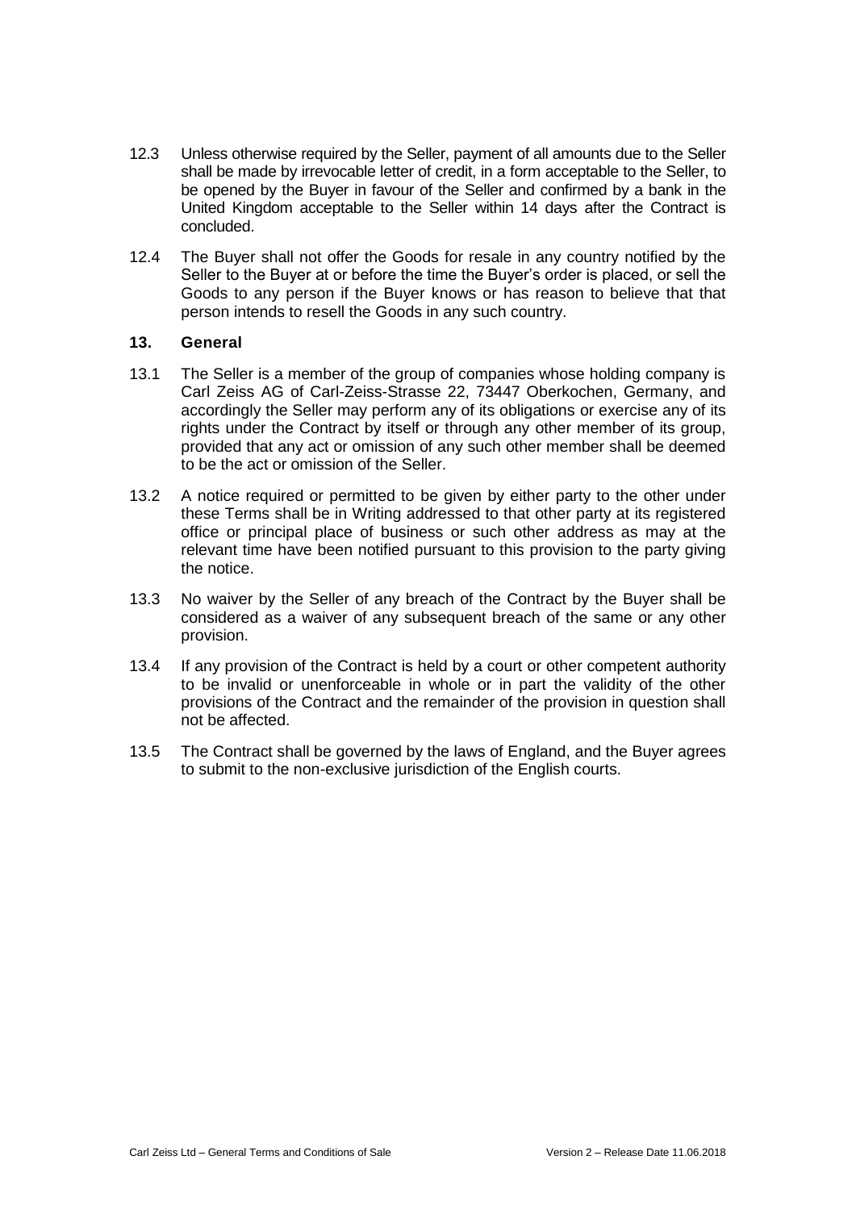12.3 Unless otherwise required by the Seller, payment of all amounts due to the Seller shall be made by irrevocable letter of credit, in a form acceptable to the Seller, to be opened by the Buyer in favour of the Seller and confirmed by a bank in the United Kingdom acceptable to the Seller within 14 days after the Contract is concluded.

12.4 The Buyer shall not offer the Goods for resale in any country notified by the Seller to the Buyer at or before the time the Buyer's order is placed, or sell the Goods to any person if the Buyer knows or has reason to believe that that person intends to resell the Goods in any such country.

## 13. General

13.1 The Seller is a member of the group of companies whose holding company is Carl Zeiss AG of Carl-Zeiss-Strasse 22, 73447 Oberkochen, Germany, and accordingly the Seller may perform any of its obligations or exercise any of its rights under the Contract by itself or through any other member of its group, provided that any act or omission of any such other member shall be deemed to be the act or omission of the Seller.

13.2 A notice required or permitted to be given by either party to the other under these Terms shall be in Writing addressed to that other party at its registered office or principal place of business or such other address as may at the relevant time have been notified pursuant to this provision to the party giving the notice.

13.3 No waiver by the Seller of any breach of the Contract by the Buyer shall be considered as a waiver of any subsequent breach of the same or any other provision.

13.4 If any provision of the Contract is held by a court or other competent authority to be invalid or unenforceable in whole or in part the validity of the other provisions of the Contract and the remainder of the provision in question shall not be affected.

13.5 The Contract shall be governed by the laws of England, and the Buyer agrees to submit to the non-exclusive jurisdiction of the English courts.